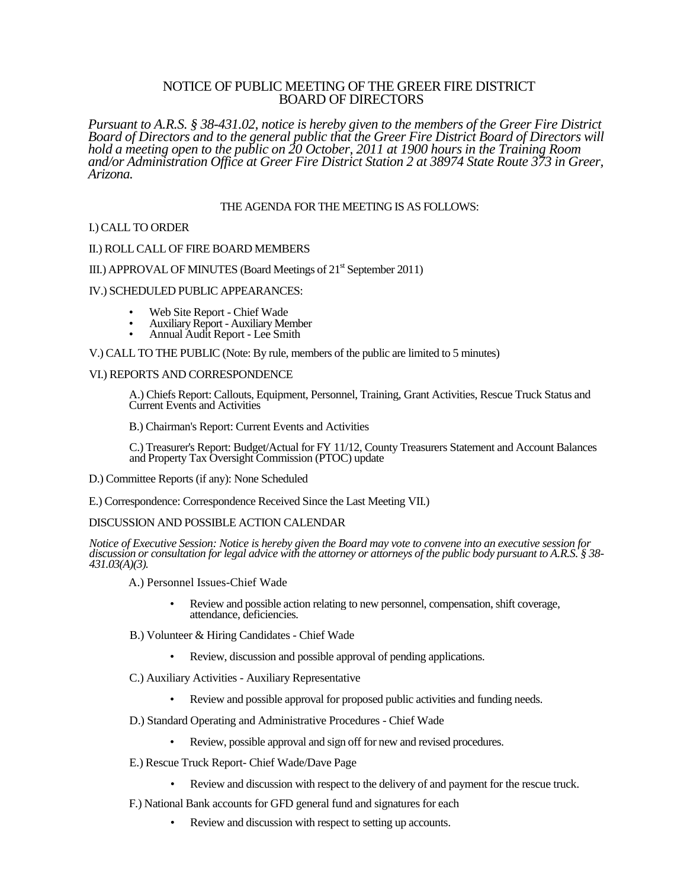# NOTICE OF PUBLIC MEETING OF THE GREER FIRE DISTRICT BOARD OF DIRECTORS

*Pursuant to A.R.S. § 38-431.02, notice is hereby given to the members of the Greer Fire District Board of Directors and to the general public that the Greer Fire District Board of Directors will hold a meeting open to the public on 20 October, 2011 at 1900 hours in the Training Room and/or Administration Office at Greer Fire District Station 2 at 38974 State Route 373 in Greer, Arizona.*

THE AGENDA FOR THE MEETING IS AS FOLLOWS:

I.) CALL TO ORDER

II.) ROLL CALL OF FIRE BOARD MEMBERS

III.) APPROVAL OF MINUTES (Board Meetings of 21st September 2011)

IV.) SCHEDULED PUBLIC APPEARANCES:

- Web Site Report - Chief Wade
- Auxiliary Report - Auxiliary Member
- Annual Audit Report - Lee Smith

V.) CALL TO THE PUBLIC (Note: By rule, members of the public are limited to 5 minutes)

VI.) REPORTS AND CORRESPONDENCE

A.) Chiefs Report: Callouts, Equipment, Personnel, Training, Grant Activities, Rescue Truck Status and Current Events and Activities

B.) Chairman's Report: Current Events and Activities

C.) Treasurer's Report: Budget/Actual for FY 11/12, County Treasurers Statement and Account Balances and Property Tax Oversight Commission (PTOC) update

D.) Committee Reports (if any): None Scheduled

E.) Correspondence: Correspondence Received Since the Last Meeting VII.)

DISCUSSION AND POSSIBLE ACTION CALENDAR

*Notice of Executive Session: Notice is hereby given the Board may vote to convene into an executive session for discussion or consultation for legal advice with the attorney or attorneys of the public body pursuant to A.R.S. § 38-431.03(A)(3).*

A.) Personnel Issues-Chief Wade

- Review and possible action relating to new personnel, compensation, shift coverage, attendance, deficiencies.

B.) Volunteer & Hiring Candidates - Chief Wade

- Review, discussion and possible approval of pending applications.

C.) Auxiliary Activities - Auxiliary Representative

- Review and possible approval for proposed public activities and funding needs.

D.) Standard Operating and Administrative Procedures - Chief Wade

- Review, possible approval and sign off for new and revised procedures.

E.) Rescue Truck Report- Chief Wade/Dave Page

- Review and discussion with respect to the delivery of and payment for the rescue truck.

F.) National Bank accounts for GFD general fund and signatures for each

- Review and discussion with respect to setting up accounts.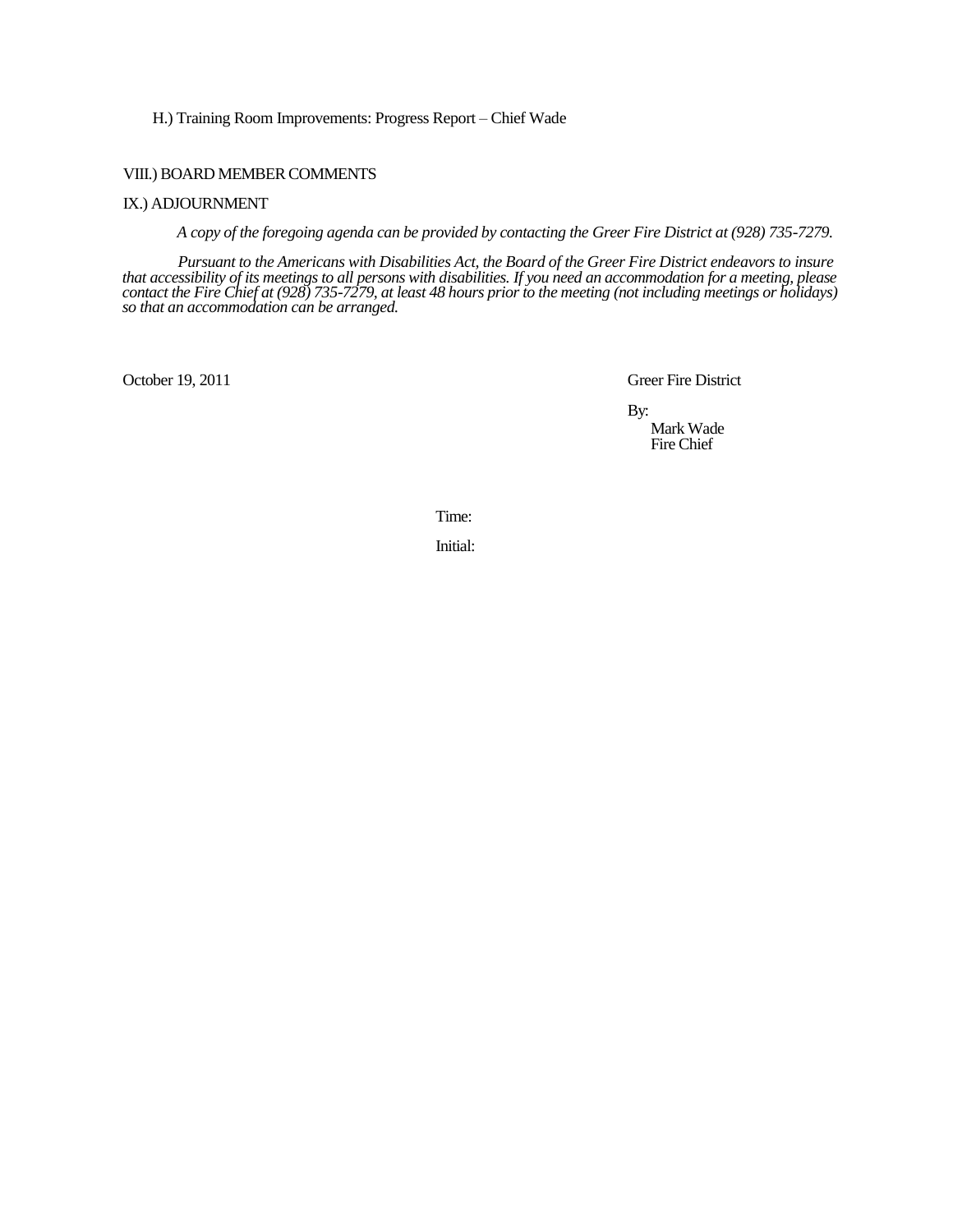H.) Training Room Improvements: Progress Report – Chief Wade

VIII.) BOARD MEMBER COMMENTS

IX.) ADJOURNMENT

*A copy of the foregoing agenda can be provided by contacting the Greer Fire District at (928) 735-7279.*

*Pursuant to the Americans with Disabilities Act, the Board of the Greer Fire District endeavors to insure that accessibility of its meetings to all persons with disabilities. If you need an accommodation for a meeting, please contact the Fire Chief at (928) 735-7279, at least 48 hours prior to the meeting (not including meetings or holidays) so that an accommodation can be arranged.*

October 19, 2011

Greer Fire District

By:
Mark Wade
Fire Chief

Time:

Initial: